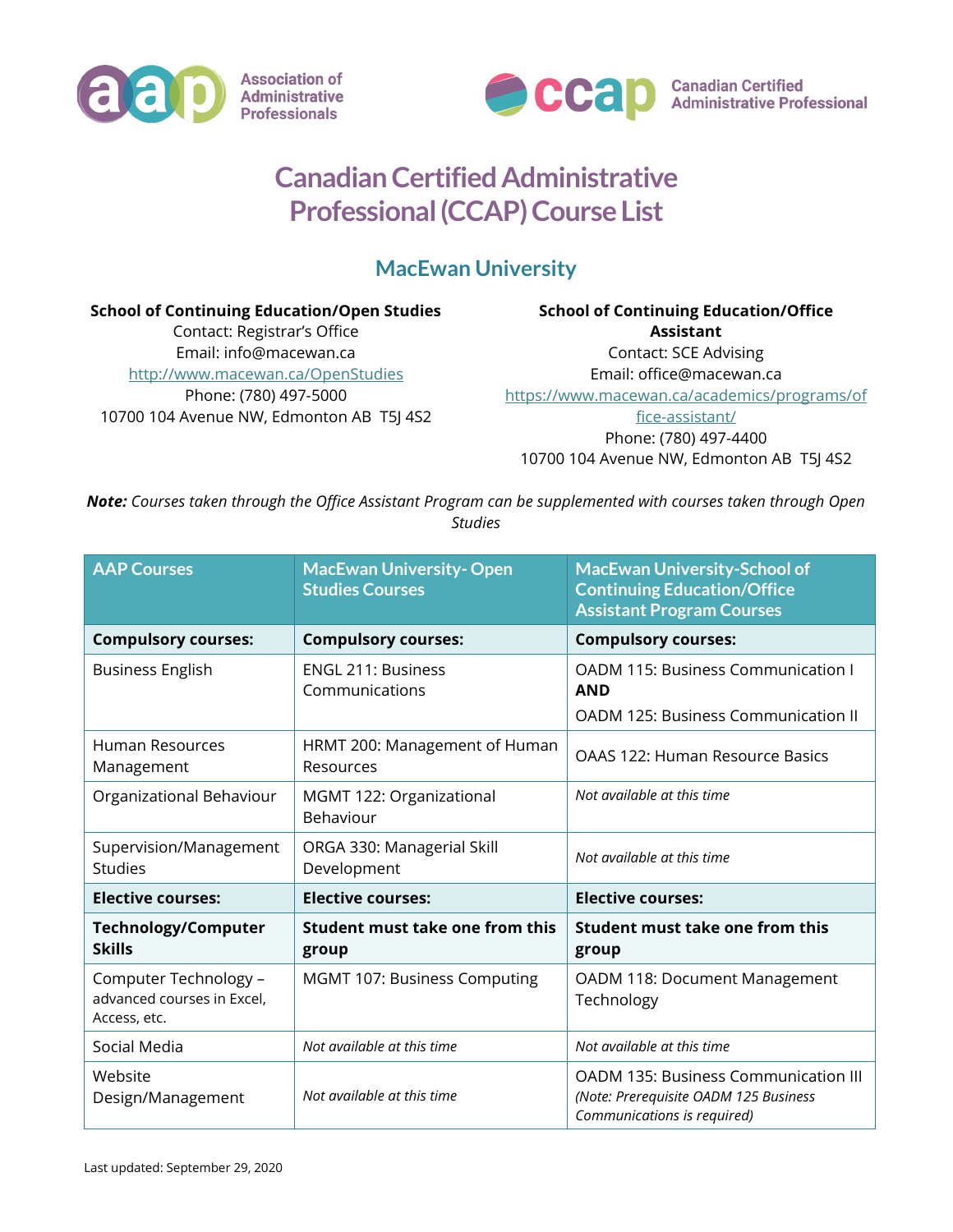Association of Administrative Professionals

Canadian Certified Administrative Professional

# Canadian Certified Administrative Professional (CCAP) Course List

## MacEwan University

**School of Continuing Education/Open Studies**
Contact: Registrar's Office
Email: info@macewan.ca
http://www.macewan.ca/OpenStudies
Phone: (780) 497-5000
10700 104 Avenue NW, Edmonton AB T5J 4S2

**School of Continuing Education/Office Assistant**
Contact: SCE Advising
Email: office@macewan.ca
https://www.macewan.ca/academics/programs/office-assistant/
Phone: (780) 497-4400
10700 104 Avenue NW, Edmonton AB T5J 4S2

***Note:*** *Courses taken through the Office Assistant Program can be supplemented with courses taken through Open Studies*

| AAP Courses | MacEwan University- Open Studies Courses | MacEwan University-School of Continuing Education/Office Assistant Program Courses |
|---|---|---|
| **Compulsory courses:** | **Compulsory courses:** | **Compulsory courses:** |
| Business English | ENGL 211: Business Communications | OADM 115: Business Communication I **AND** OADM 125: Business Communication II |
| Human Resources Management | HRMT 200: Management of Human Resources | OAAS 122: Human Resource Basics |
| Organizational Behaviour | MGMT 122: Organizational Behaviour | *Not available at this time* |
| Supervision/Management Studies | ORGA 330: Managerial Skill Development | *Not available at this time* |
| **Elective courses:** | **Elective courses:** | **Elective courses:** |
| **Technology/Computer Skills** | **Student must take one from this group** | **Student must take one from this group** |
| Computer Technology – advanced courses in Excel, Access, etc. | MGMT 107: Business Computing | OADM 118: Document Management Technology |
| Social Media | *Not available at this time* | *Not available at this time* |
| Website Design/Management | *Not available at this time* | OADM 135: Business Communication III *(Note: Prerequisite OADM 125 Business Communications is required)* |

Last updated: September 29, 2020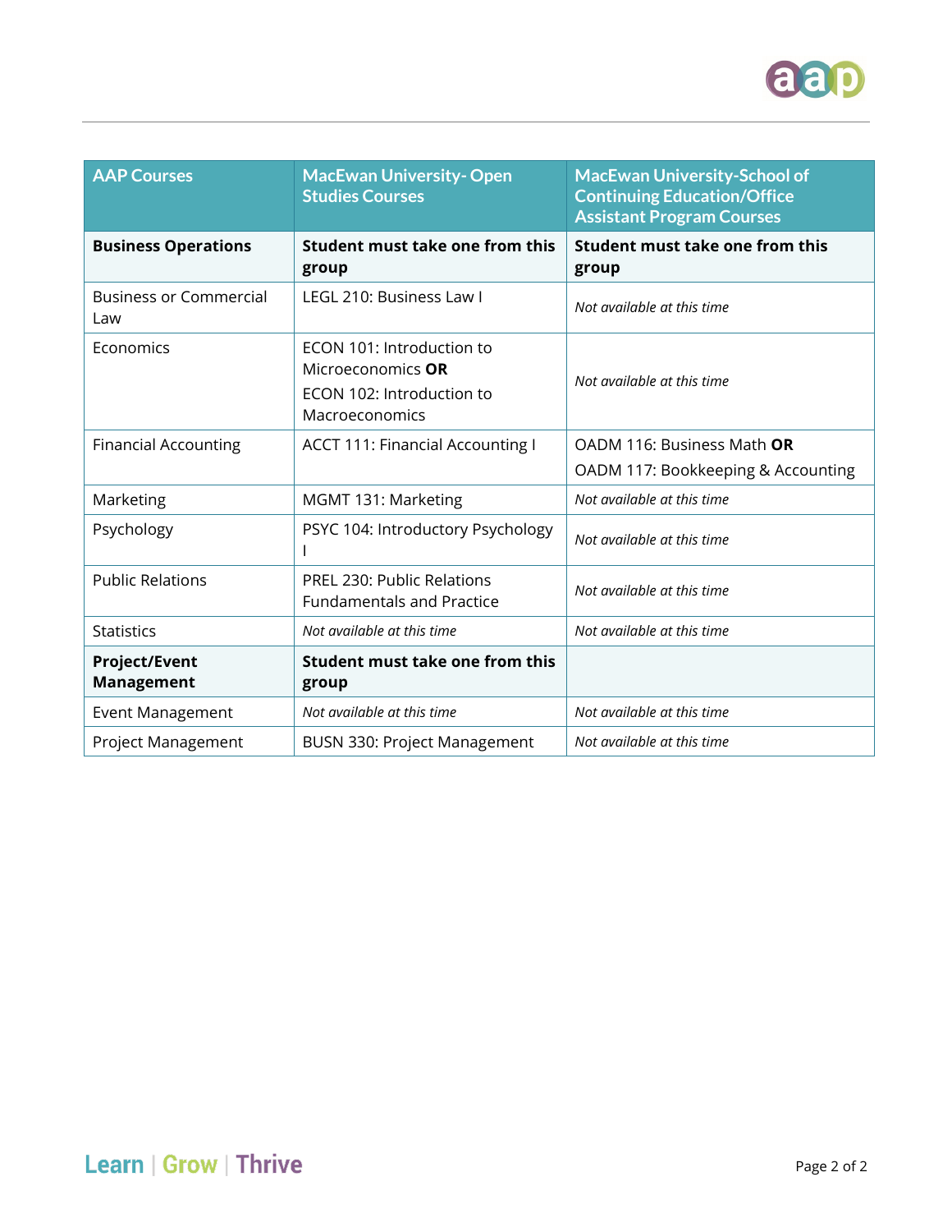| AAP Courses | MacEwan University- Open Studies Courses | MacEwan University-School of Continuing Education/Office Assistant Program Courses |
|---|---|---|
| **Business Operations** | **Student must take one from this group** | **Student must take one from this group** |
| Business or Commercial Law | LEGL 210: Business Law I | *Not available at this time* |
| Economics | ECON 101: Introduction to Microeconomics **OR** ECON 102: Introduction to Macroeconomics | *Not available at this time* |
| Financial Accounting | ACCT 111: Financial Accounting I | OADM 116: Business Math **OR** OADM 117: Bookkeeping & Accounting |
| Marketing | MGMT 131: Marketing | *Not available at this time* |
| Psychology | PSYC 104: Introductory Psychology I | *Not available at this time* |
| Public Relations | PREL 230: Public Relations Fundamentals and Practice | *Not available at this time* |
| Statistics | *Not available at this time* | *Not available at this time* |
| **Project/Event Management** | **Student must take one from this group** | |
| Event Management | *Not available at this time* | *Not available at this time* |
| Project Management | BUSN 330: Project Management | *Not available at this time* |